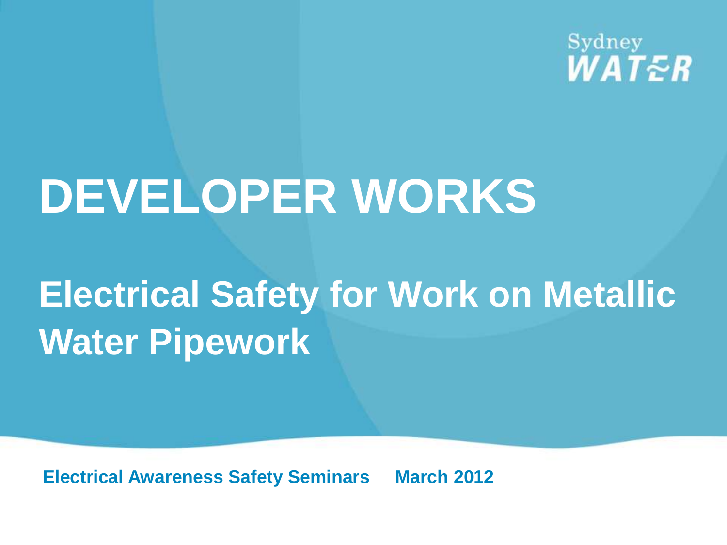Sydney WATER

# DEVELOPER WORKS

## Electrical Safety for Work on Metallic Water Pipework

**Electrical Awareness Safety Seminars March 2012**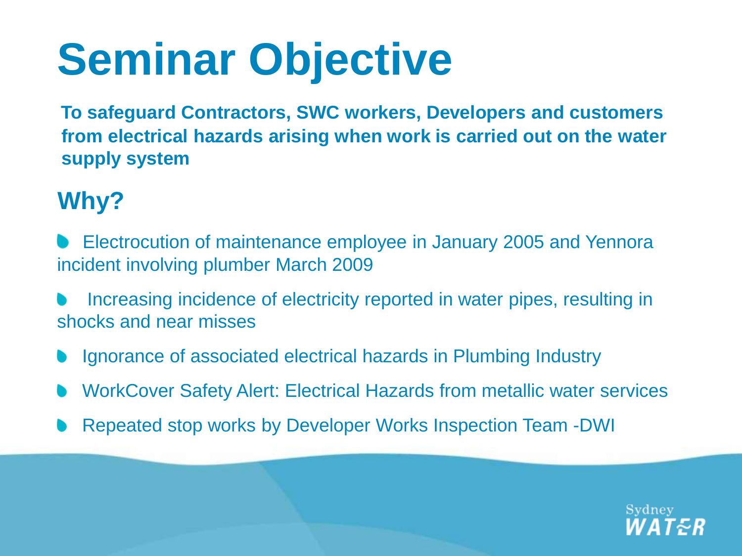# Seminar Objective

**To safeguard Contractors, SWC workers, Developers and customers from electrical hazards arising when work is carried out on the water supply system**

## Why?

- Electrocution of maintenance employee in January 2005 and Yennora incident involving plumber March 2009
- Increasing incidence of electricity reported in water pipes, resulting in shocks and near misses
- Ignorance of associated electrical hazards in Plumbing Industry
- WorkCover Safety Alert: Electrical Hazards from metallic water services
- Repeated stop works by Developer Works Inspection Team -DWI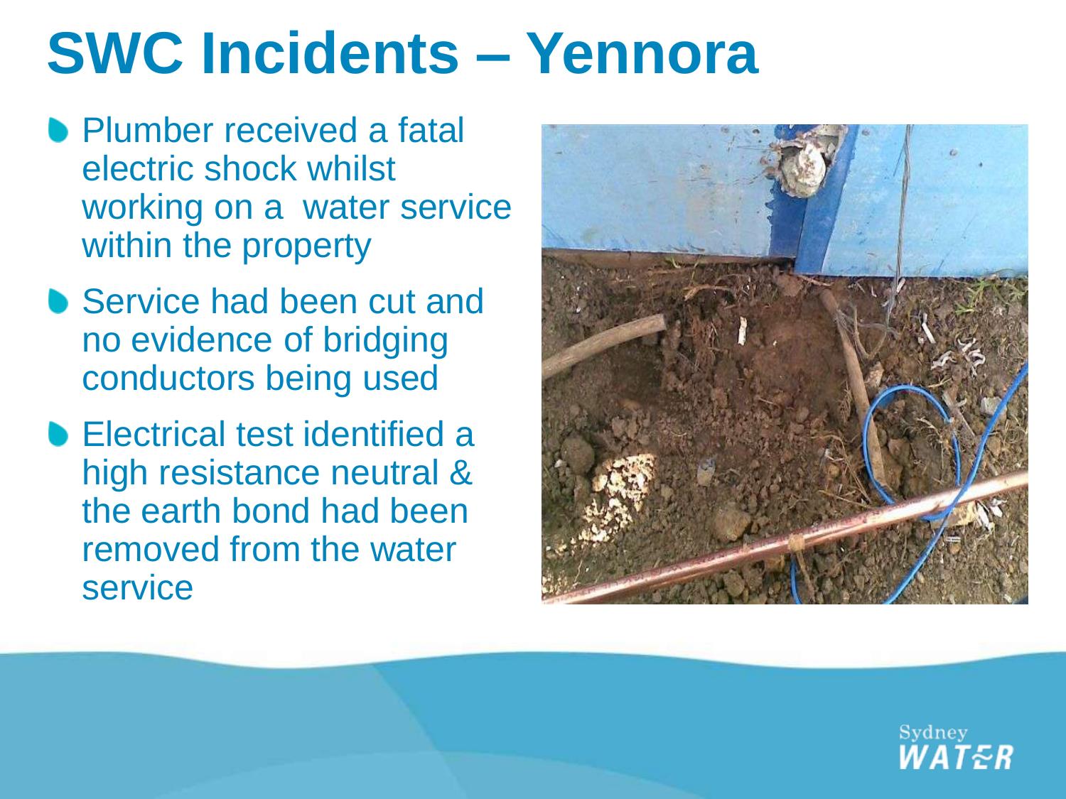# SWC Incidents – Yennora

- Plumber received a fatal electric shock whilst working on a water service within the property
- Service had been cut and no evidence of bridging conductors being used
- Electrical test identified a high resistance neutral & the earth bond had been removed from the water service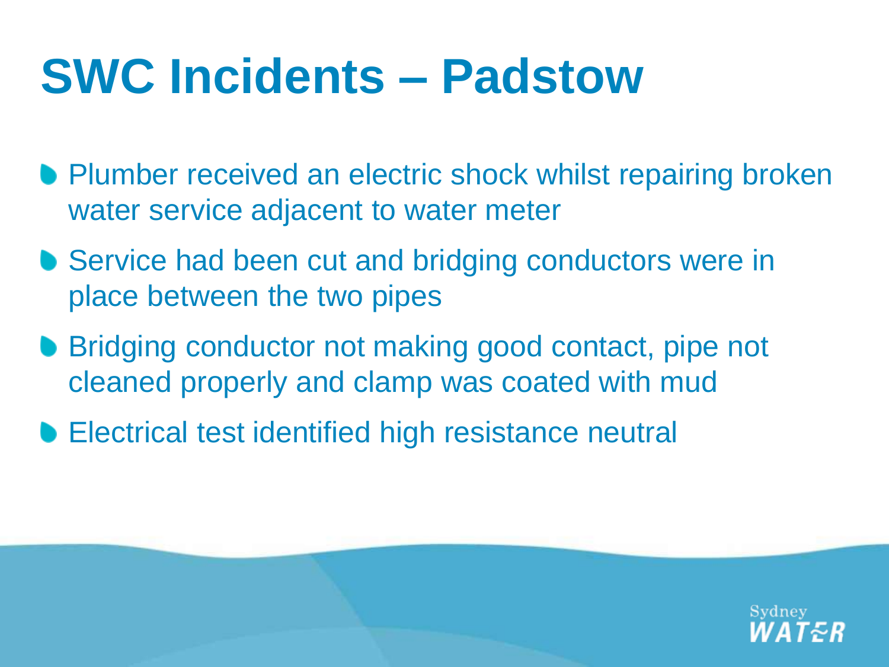# SWC Incidents – Padstow

- Plumber received an electric shock whilst repairing broken water service adjacent to water meter
- Service had been cut and bridging conductors were in place between the two pipes
- Bridging conductor not making good contact, pipe not cleaned properly and clamp was coated with mud
- Electrical test identified high resistance neutral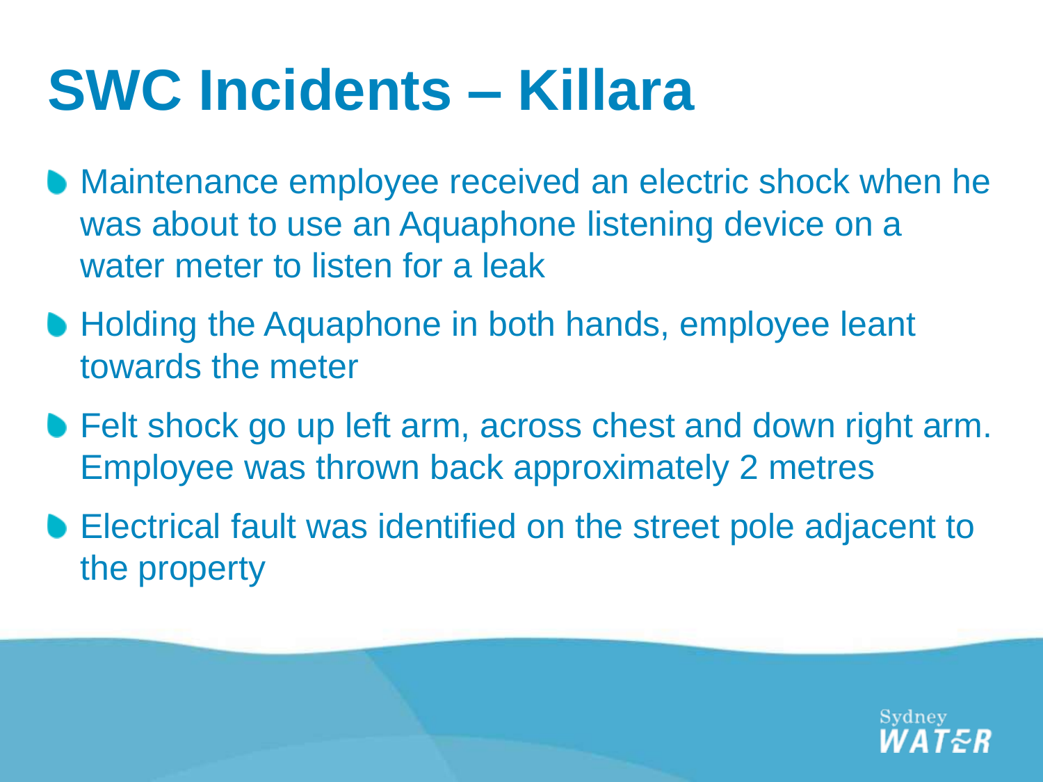# SWC Incidents – Killara

- Maintenance employee received an electric shock when he was about to use an Aquaphone listening device on a water meter to listen for a leak
- Holding the Aquaphone in both hands, employee leant towards the meter
- Felt shock go up left arm, across chest and down right arm. Employee was thrown back approximately 2 metres
- Electrical fault was identified on the street pole adjacent to the property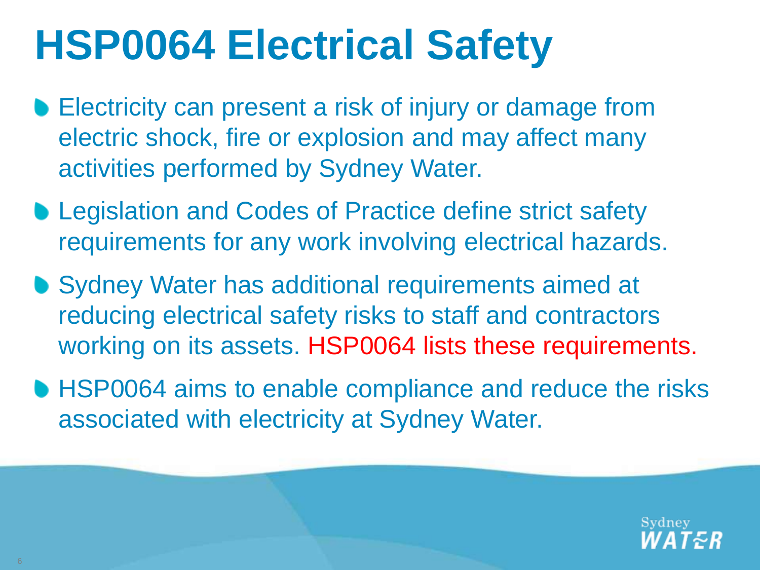# HSP0064 Electrical Safety

- Electricity can present a risk of injury or damage from electric shock, fire or explosion and may affect many activities performed by Sydney Water.
- Legislation and Codes of Practice define strict safety requirements for any work involving electrical hazards.
- Sydney Water has additional requirements aimed at reducing electrical safety risks to staff and contractors working on its assets. HSP0064 lists these requirements.
- HSP0064 aims to enable compliance and reduce the risks associated with electricity at Sydney Water.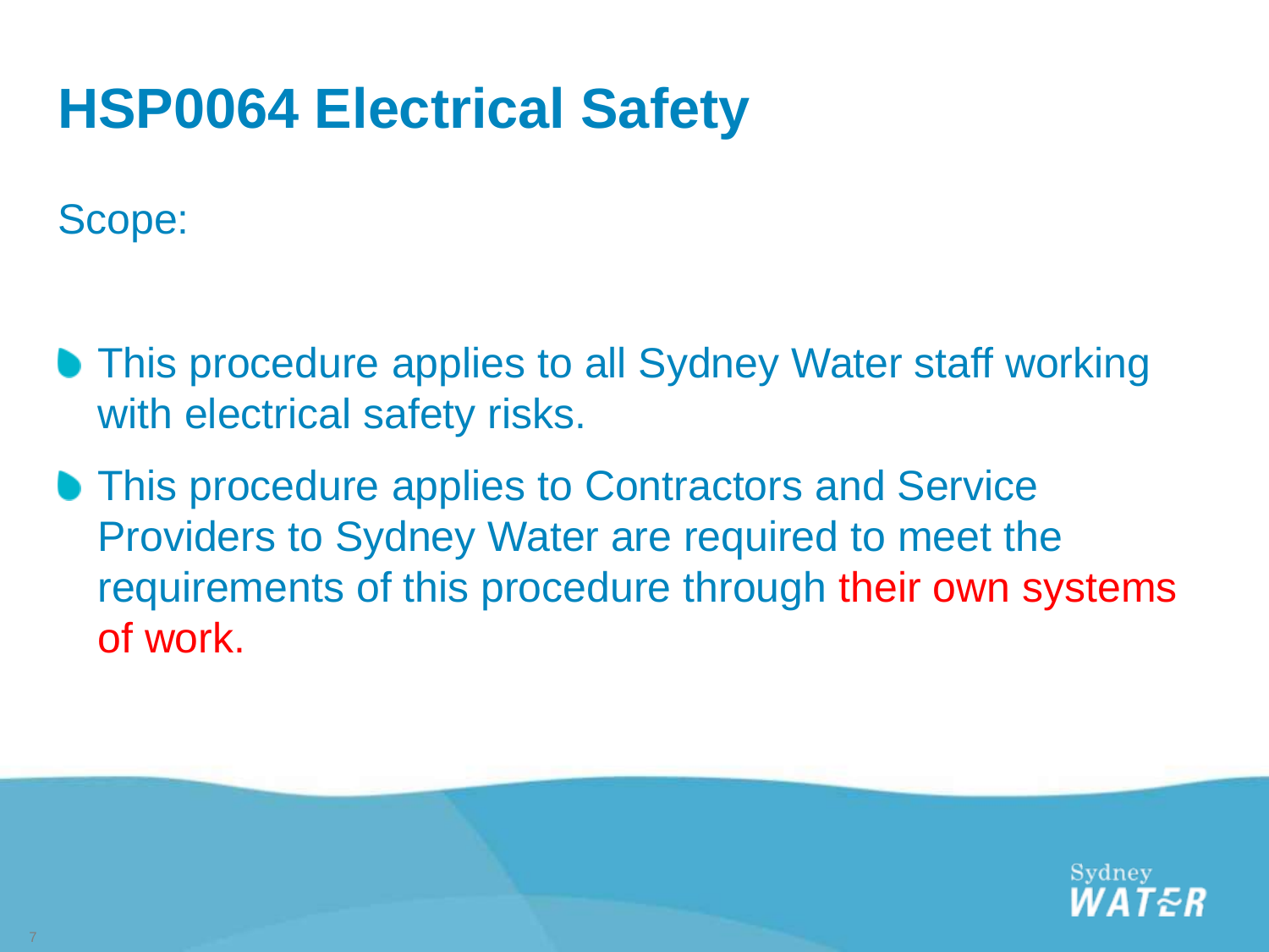# HSP0064 Electrical Safety

Scope:

- This procedure applies to all Sydney Water staff working with electrical safety risks.
- This procedure applies to Contractors and Service Providers to Sydney Water are required to meet the requirements of this procedure through their own systems of work.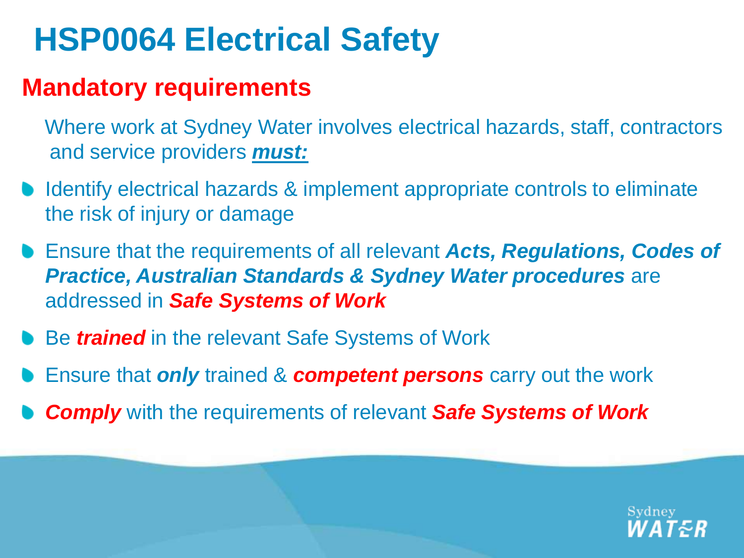# HSP0064 Electrical Safety

## Mandatory requirements

Where work at Sydney Water involves electrical hazards, staff, contractors and service providers ***must:***

- Identify electrical hazards & implement appropriate controls to eliminate the risk of injury or damage
- Ensure that the requirements of all relevant ***Acts, Regulations, Codes of Practice, Australian Standards & Sydney Water procedures*** are addressed in ***Safe Systems of Work***
- Be ***trained*** in the relevant Safe Systems of Work
- Ensure that ***only*** trained & ***competent persons*** carry out the work
- ***Comply*** with the requirements of relevant ***Safe Systems of Work***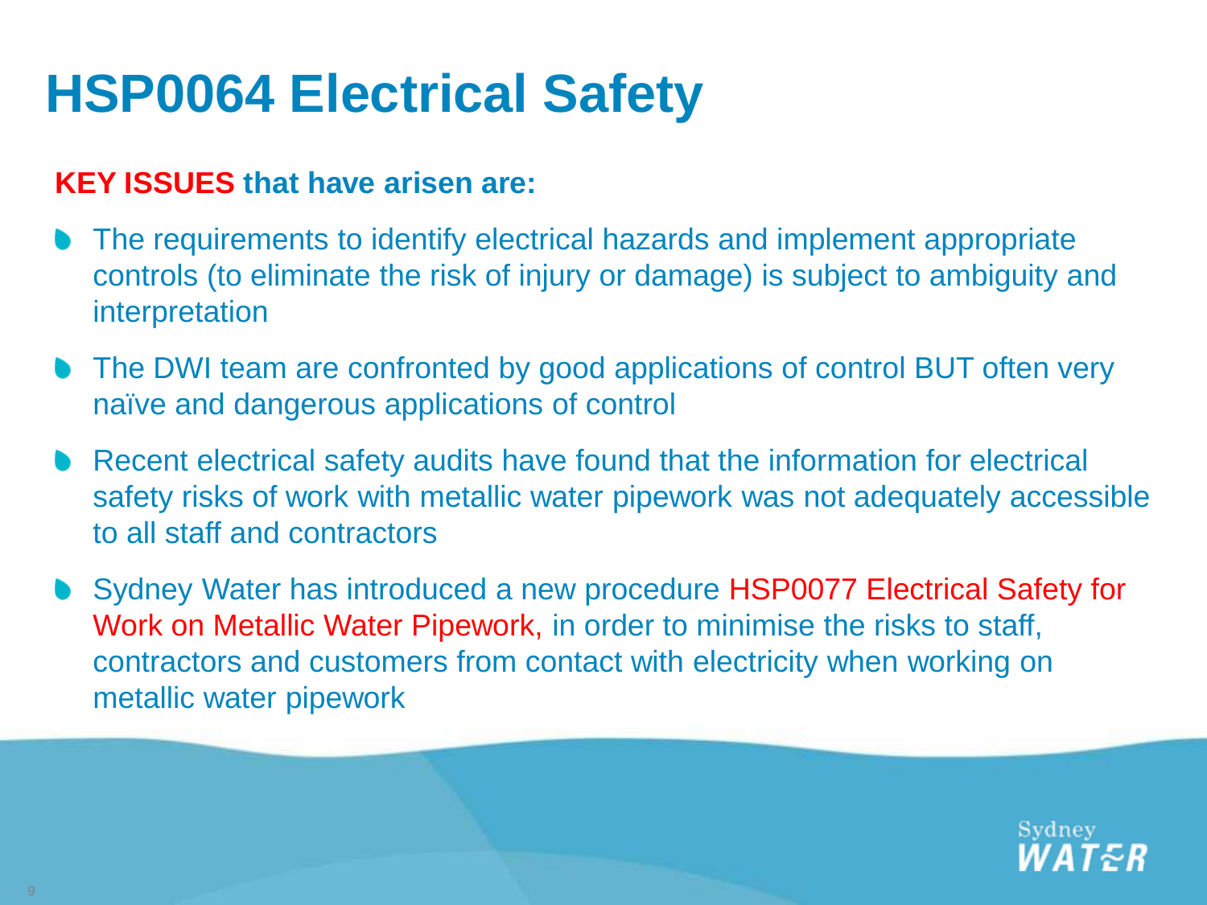# HSP0064 Electrical Safety

**KEY ISSUES that have arisen are:**

- The requirements to identify electrical hazards and implement appropriate controls (to eliminate the risk of injury or damage) is subject to ambiguity and interpretation
- The DWI team are confronted by good applications of control BUT often very naïve and dangerous applications of control
- Recent electrical safety audits have found that the information for electrical safety risks of work with metallic water pipework was not adequately accessible to all staff and contractors
- Sydney Water has introduced a new procedure HSP0077 Electrical Safety for Work on Metallic Water Pipework, in order to minimise the risks to staff, contractors and customers from contact with electricity when working on metallic water pipework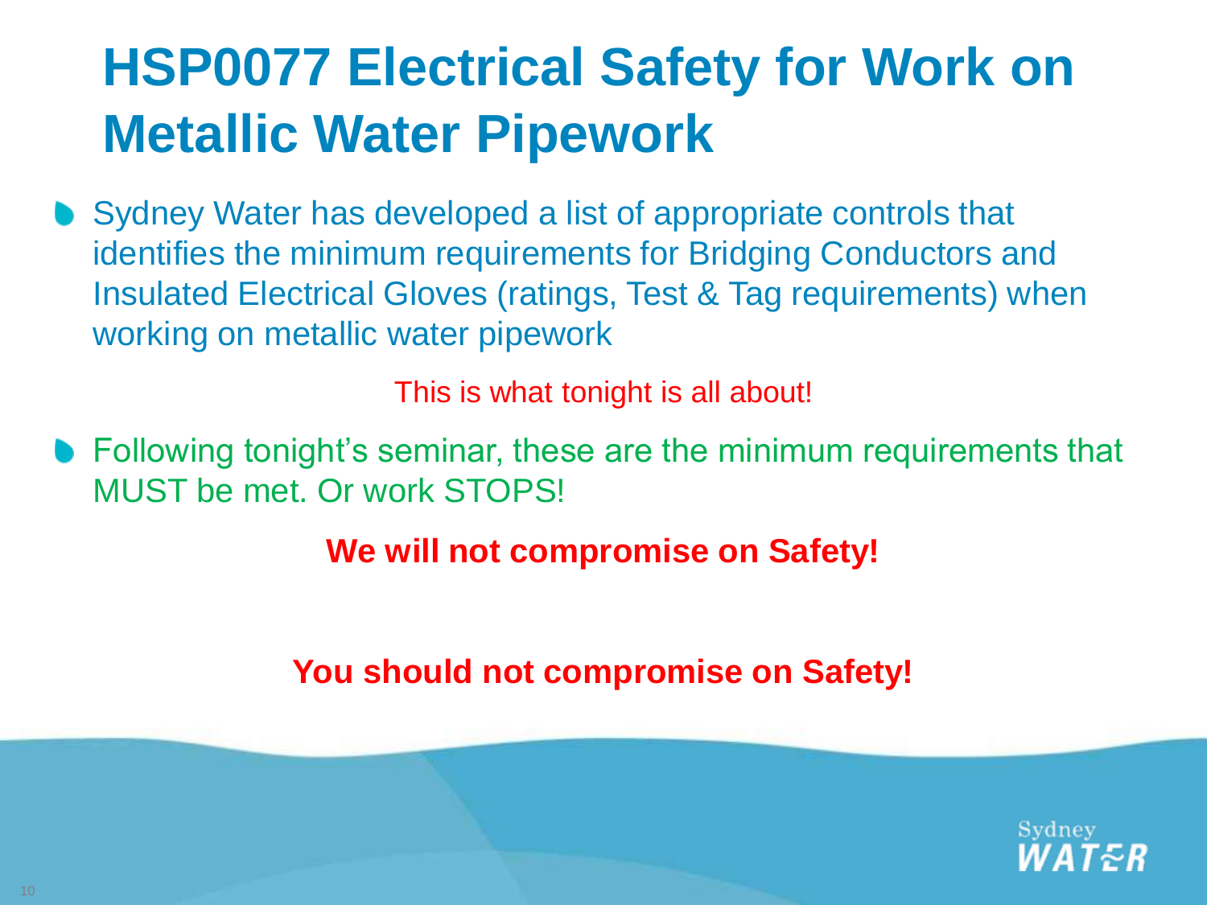# HSP0077 Electrical Safety for Work on Metallic Water Pipework

- Sydney Water has developed a list of appropriate controls that identifies the minimum requirements for Bridging Conductors and Insulated Electrical Gloves (ratings, Test & Tag requirements) when working on metallic water pipework

This is what tonight is all about!

- Following tonight's seminar, these are the minimum requirements that MUST be met. Or work STOPS!

**We will not compromise on Safety!**

**You should not compromise on Safety!**

Sydney WATER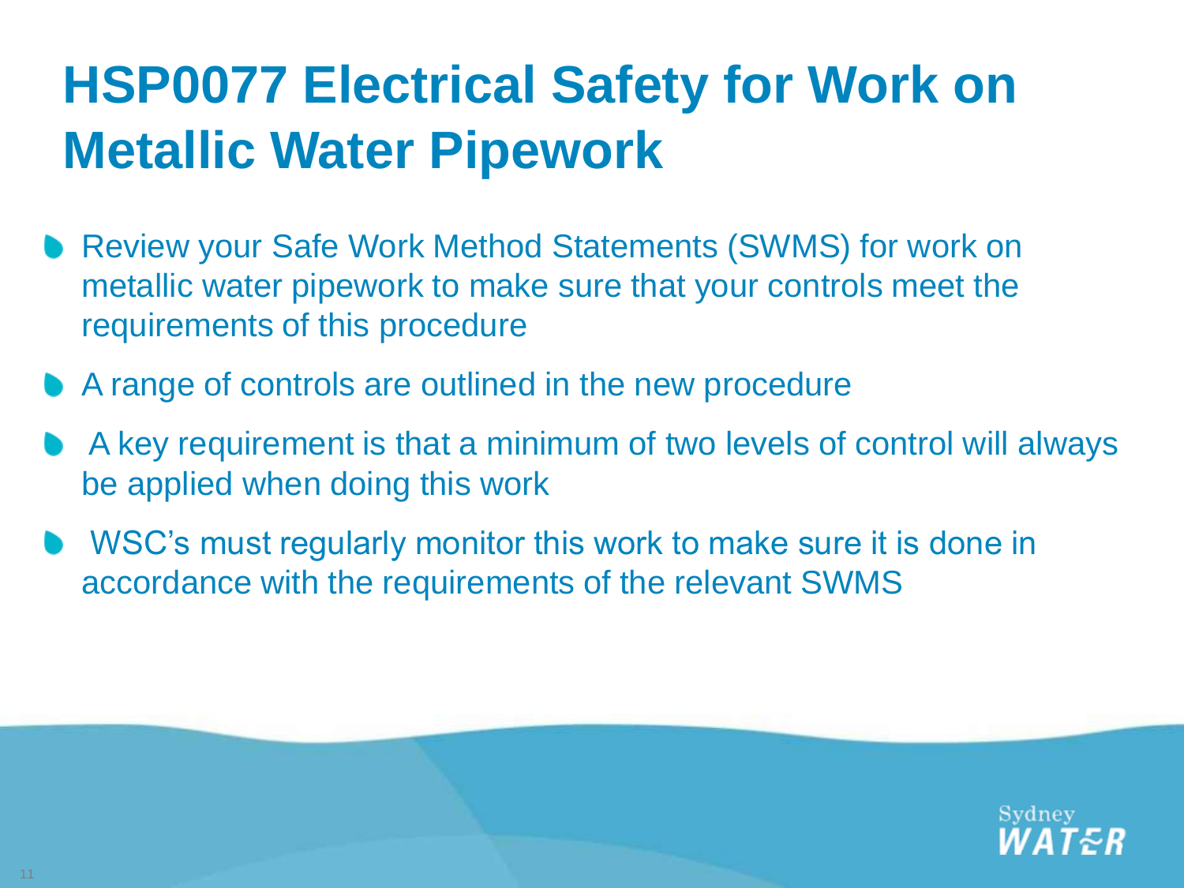# HSP0077 Electrical Safety for Work on Metallic Water Pipework

- Review your Safe Work Method Statements (SWMS) for work on metallic water pipework to make sure that your controls meet the requirements of this procedure
- A range of controls are outlined in the new procedure
- A key requirement is that a minimum of two levels of control will always be applied when doing this work
- WSC's must regularly monitor this work to make sure it is done in accordance with the requirements of the relevant SWMS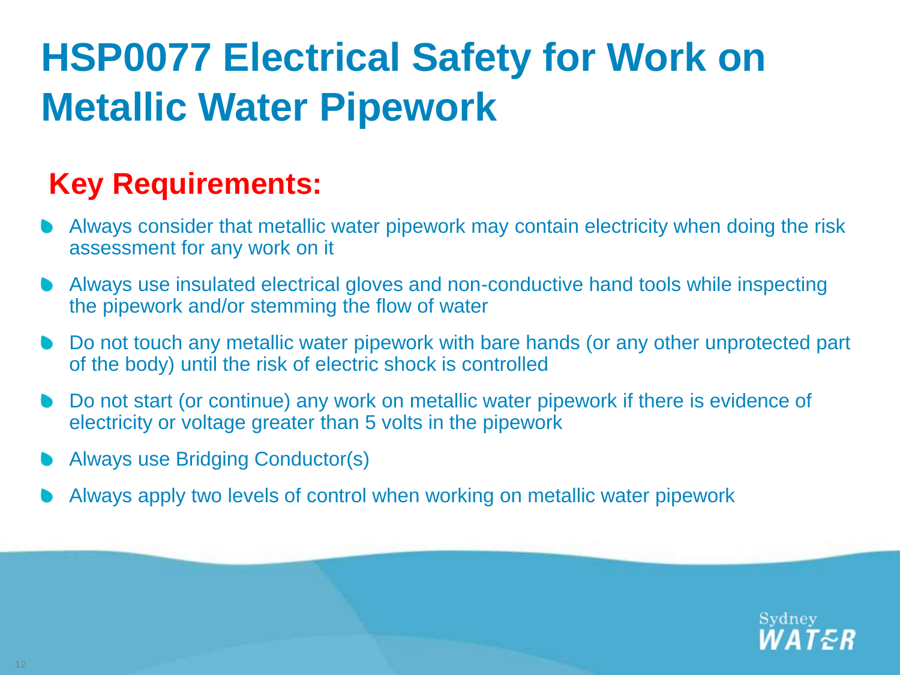# HSP0077 Electrical Safety for Work on Metallic Water Pipework

## Key Requirements:

- Always consider that metallic water pipework may contain electricity when doing the risk assessment for any work on it
- Always use insulated electrical gloves and non-conductive hand tools while inspecting the pipework and/or stemming the flow of water
- Do not touch any metallic water pipework with bare hands (or any other unprotected part of the body) until the risk of electric shock is controlled
- Do not start (or continue) any work on metallic water pipework if there is evidence of electricity or voltage greater than 5 volts in the pipework
- Always use Bridging Conductor(s)
- Always apply two levels of control when working on metallic water pipework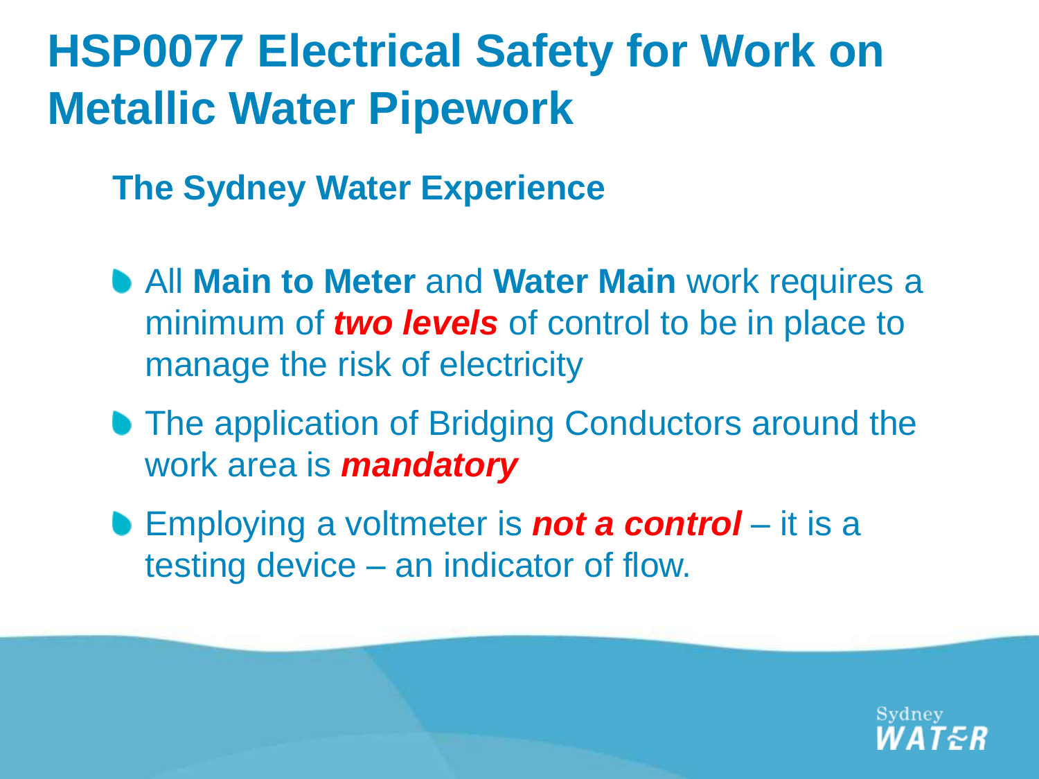# HSP0077 Electrical Safety for Work on Metallic Water Pipework

## The Sydney Water Experience

- All **Main to Meter** and **Water Main** work requires a minimum of ***two levels*** of control to be in place to manage the risk of electricity
- The application of Bridging Conductors around the work area is ***mandatory***
- Employing a voltmeter is ***not a control*** – it is a testing device – an indicator of flow.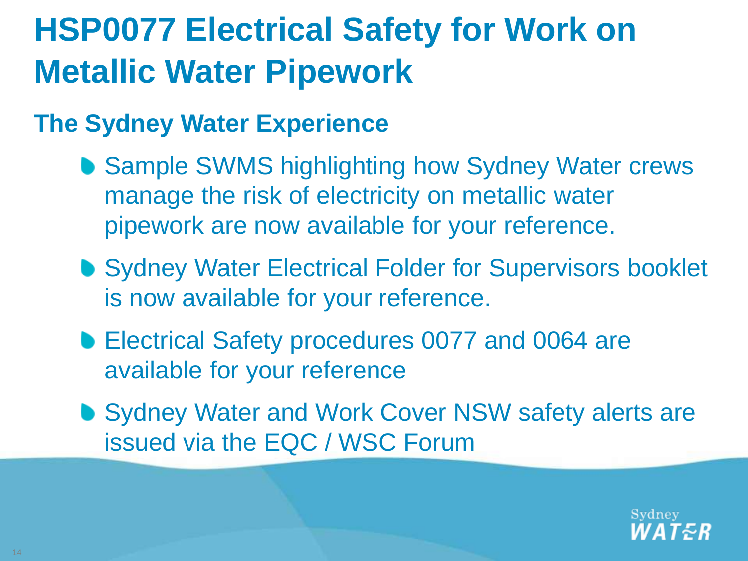# HSP0077 Electrical Safety for Work on Metallic Water Pipework

## The Sydney Water Experience

- Sample SWMS highlighting how Sydney Water crews manage the risk of electricity on metallic water pipework are now available for your reference.
- Sydney Water Electrical Folder for Supervisors booklet is now available for your reference.
- Electrical Safety procedures 0077 and 0064 are available for your reference
- Sydney Water and Work Cover NSW safety alerts are issued via the EQC / WSC Forum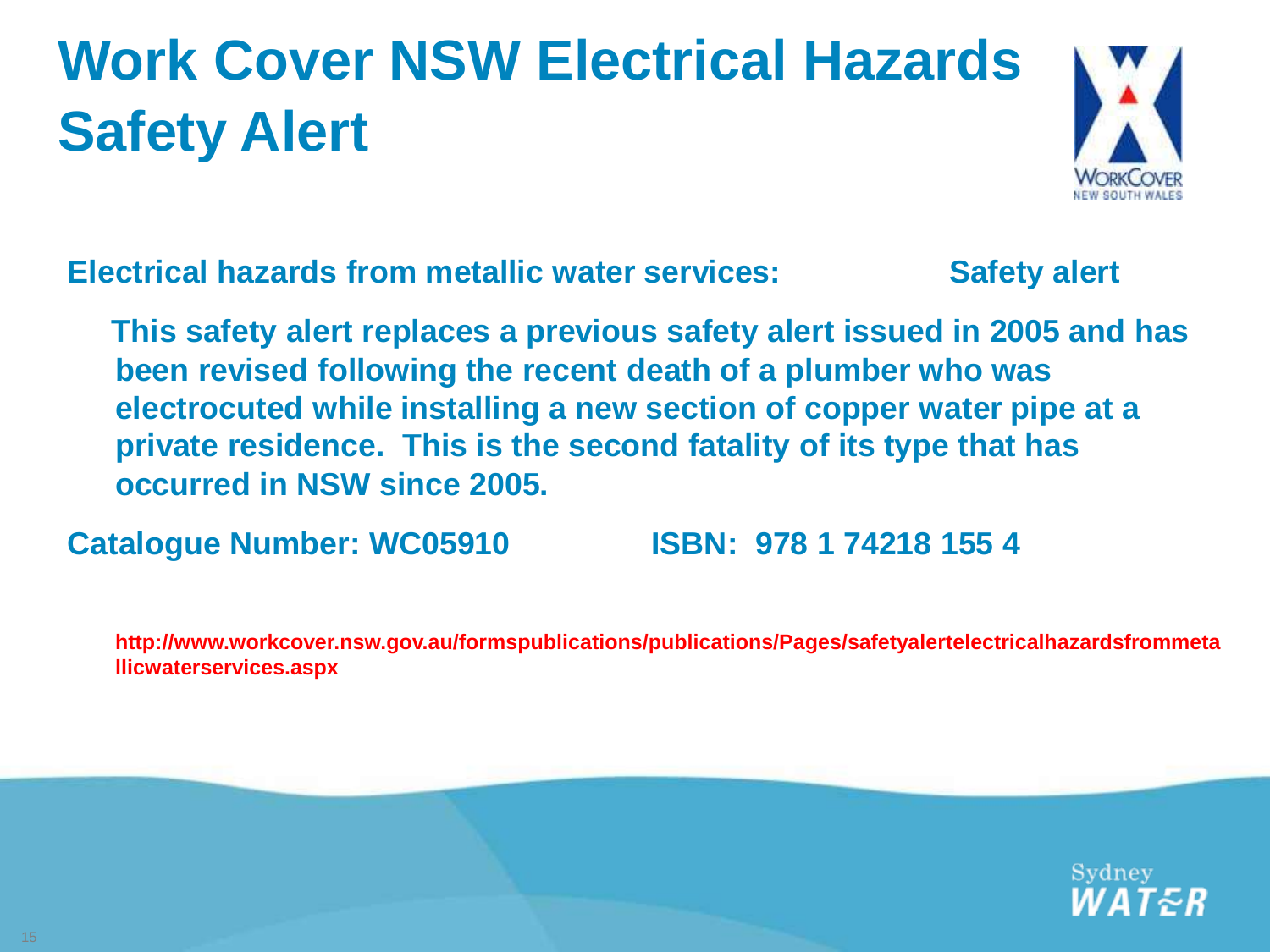# Work Cover NSW Electrical Hazards Safety Alert

**Electrical hazards from metallic water services: Safety alert**

**This safety alert replaces a previous safety alert issued in 2005 and has been revised following the recent death of a plumber who was electrocuted while installing a new section of copper water pipe at a private residence. This is the second fatality of its type that has occurred in NSW since 2005.**

**Catalogue Number: WC05910 ISBN: 978 1 74218 155 4**

**http://www.workcover.nsw.gov.au/formspublications/publications/Pages/safetyalertelectricalhazardsfrommetallicwaterservices.aspx**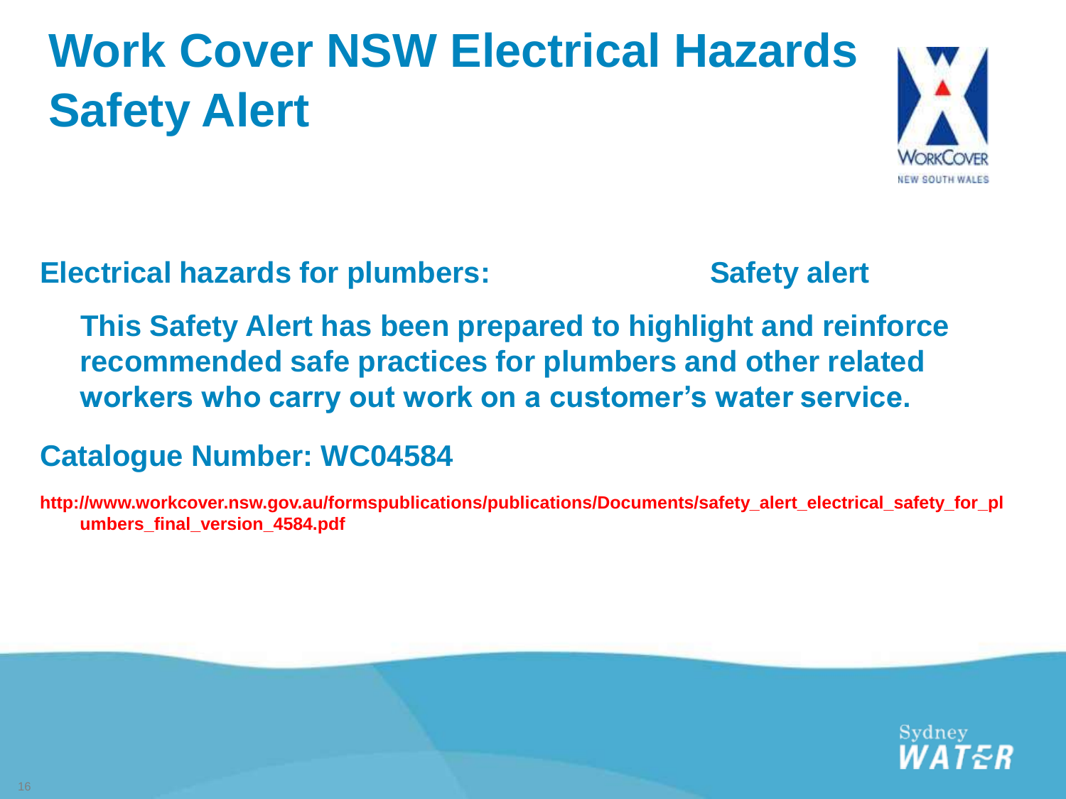# Work Cover NSW Electrical Hazards Safety Alert

**Electrical hazards for plumbers: Safety alert**

**This Safety Alert has been prepared to highlight and reinforce recommended safe practices for plumbers and other related workers who carry out work on a customer's water service.**

**Catalogue Number: WC04584**

**http://www.workcover.nsw.gov.au/formspublications/publications/Documents/safety_alert_electrical_safety_for_plumbers_final_version_4584.pdf**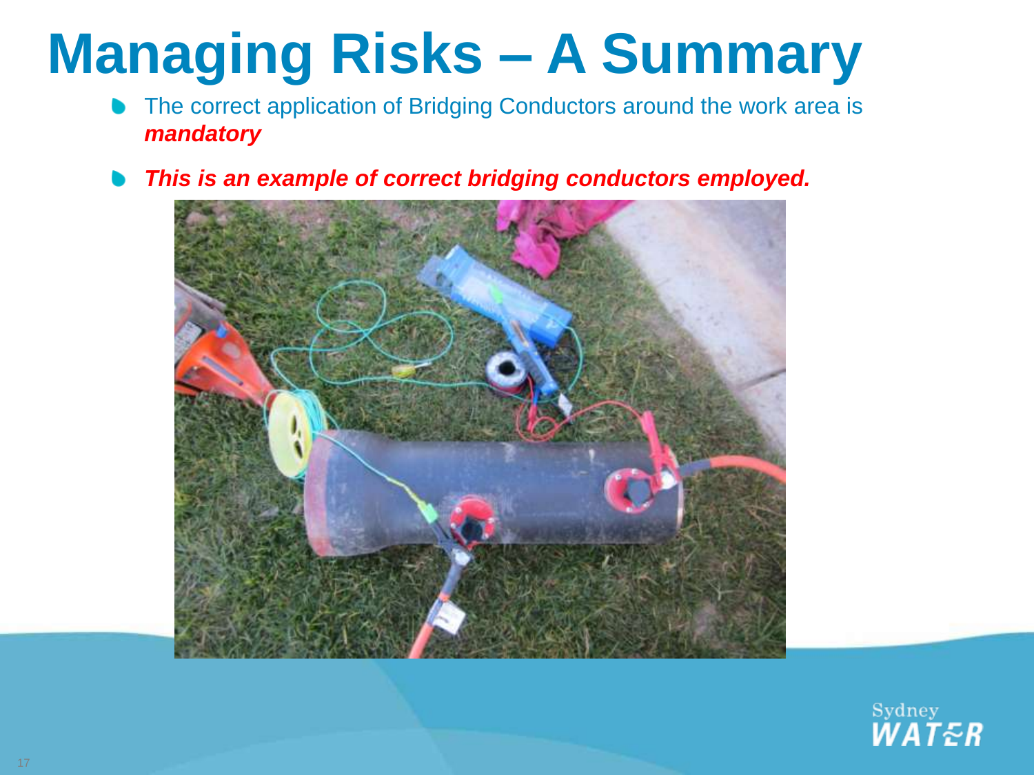# Managing Risks – A Summary

- The correct application of Bridging Conductors around the work area is ***mandatory***
- ***This is an example of correct bridging conductors employed.***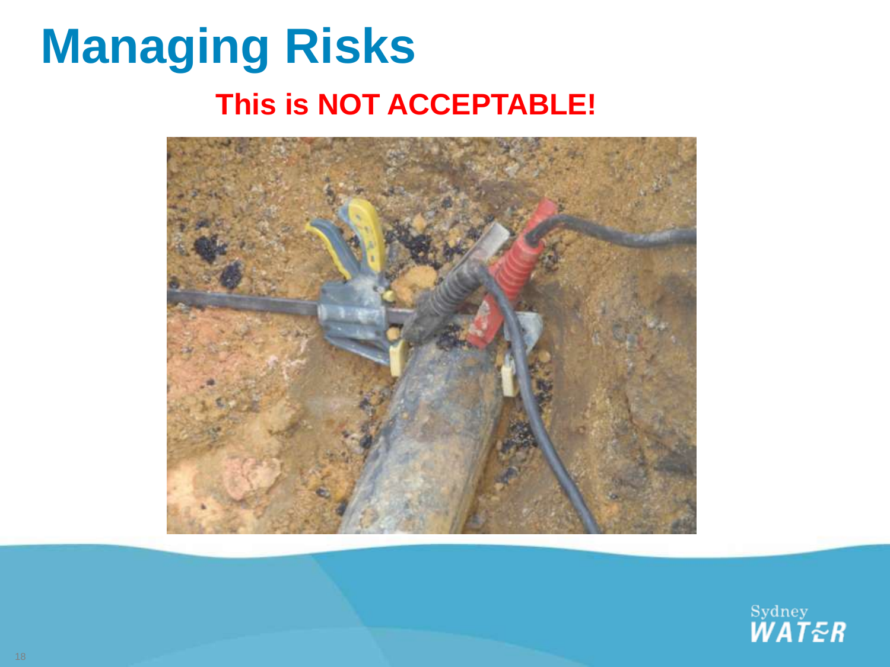# Managing Risks

## This is NOT ACCEPTABLE!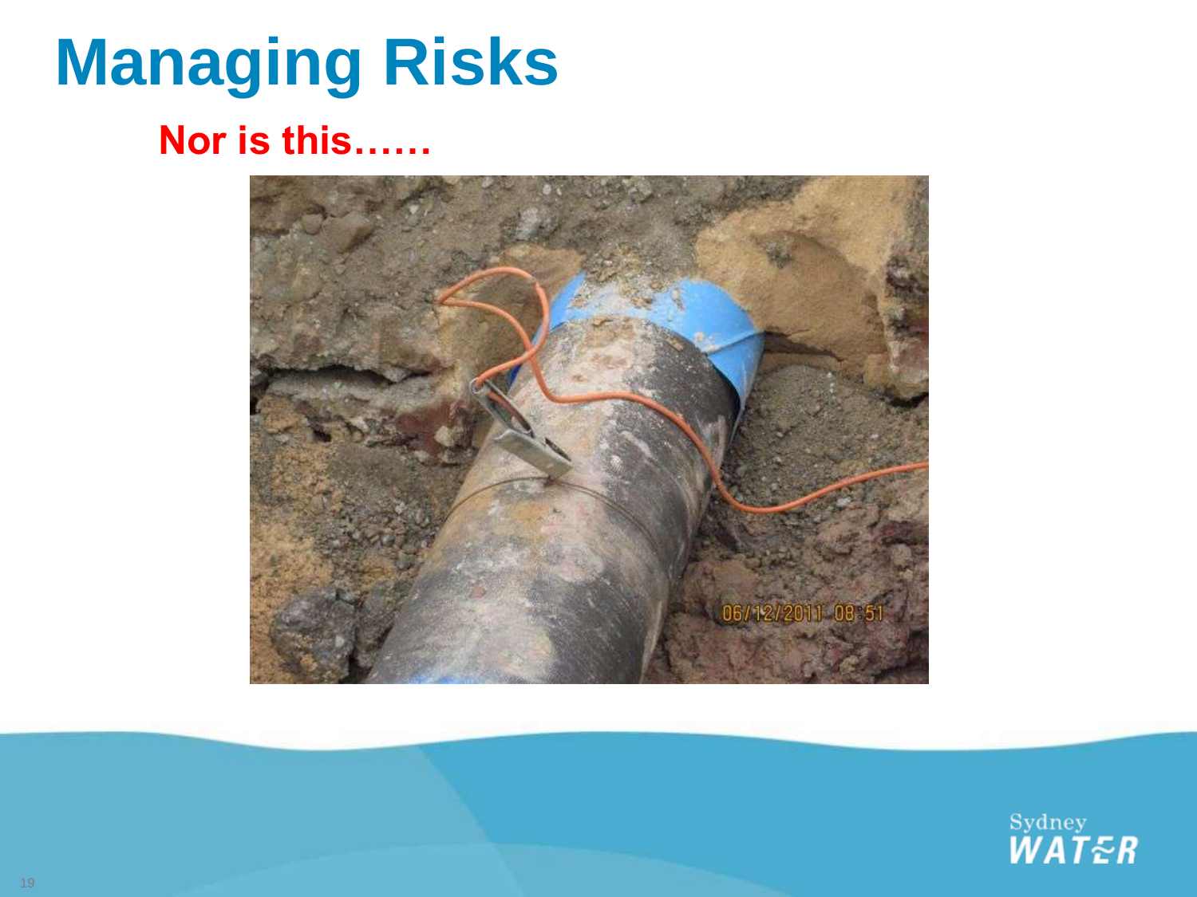# Managing Risks

**Nor is this……**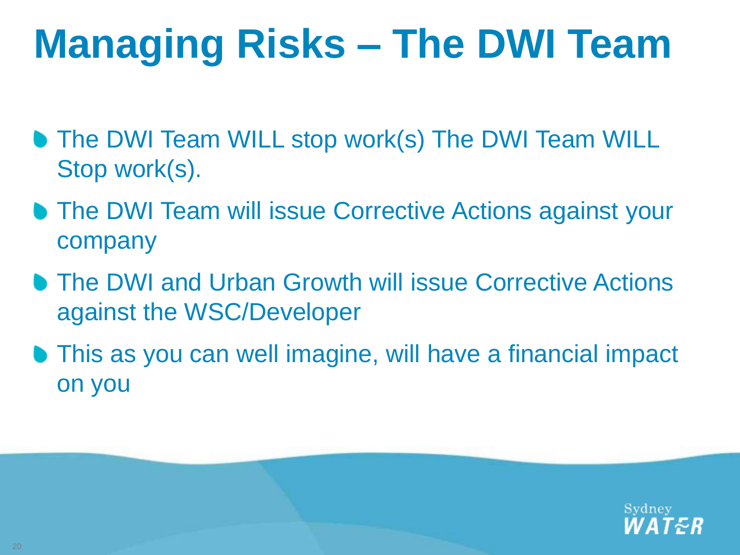# Managing Risks – The DWI Team

- The DWI Team WILL stop work(s) The DWI Team WILL Stop work(s).
- The DWI Team will issue Corrective Actions against your company
- The DWI and Urban Growth will issue Corrective Actions against the WSC/Developer
- This as you can well imagine, will have a financial impact on you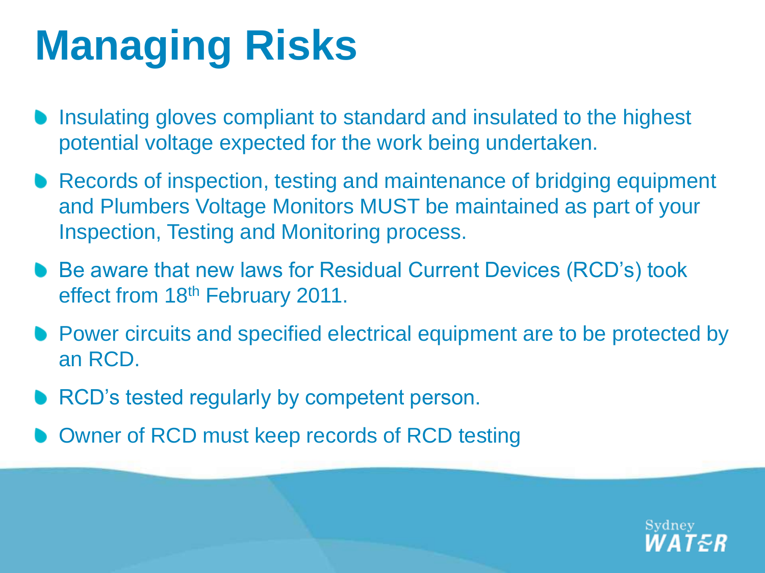# Managing Risks

- Insulating gloves compliant to standard and insulated to the highest potential voltage expected for the work being undertaken.
- Records of inspection, testing and maintenance of bridging equipment and Plumbers Voltage Monitors MUST be maintained as part of your Inspection, Testing and Monitoring process.
- Be aware that new laws for Residual Current Devices (RCD's) took effect from 18th February 2011.
- Power circuits and specified electrical equipment are to be protected by an RCD.
- RCD's tested regularly by competent person.
- Owner of RCD must keep records of RCD testing

Sydney WATER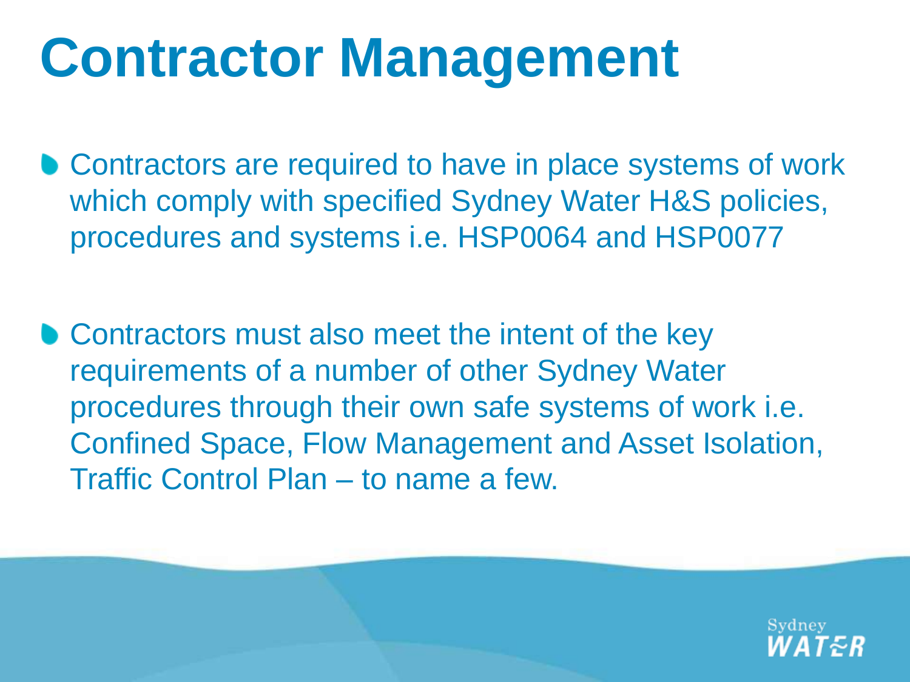# Contractor Management

- Contractors are required to have in place systems of work which comply with specified Sydney Water H&S policies, procedures and systems i.e. HSP0064 and HSP0077

- Contractors must also meet the intent of the key requirements of a number of other Sydney Water procedures through their own safe systems of work i.e. Confined Space, Flow Management and Asset Isolation, Traffic Control Plan – to name a few.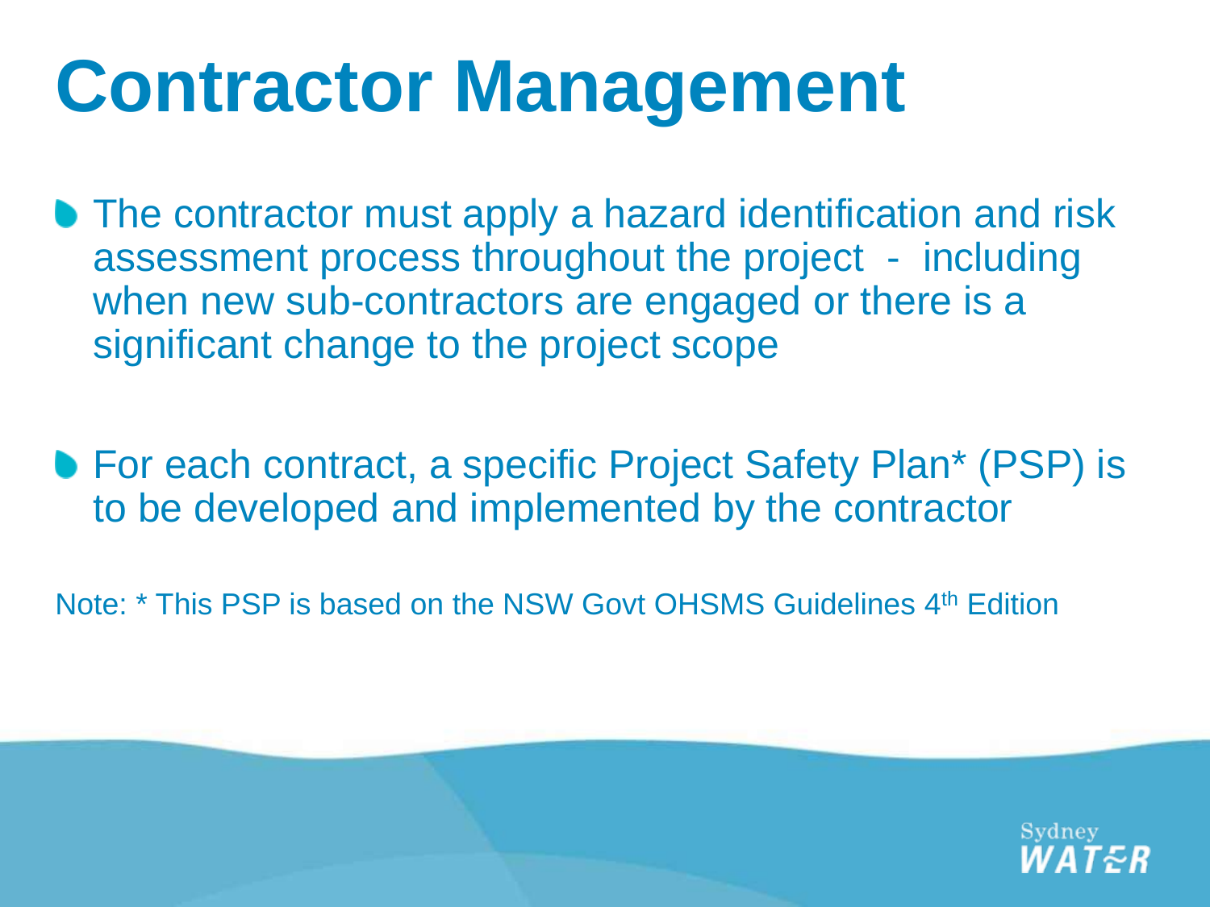# Contractor Management

- The contractor must apply a hazard identification and risk assessment process throughout the project - including when new sub-contractors are engaged or there is a significant change to the project scope

- For each contract, a specific Project Safety Plan* (PSP) is to be developed and implemented by the contractor

Note: * This PSP is based on the NSW Govt OHSMS Guidelines 4th Edition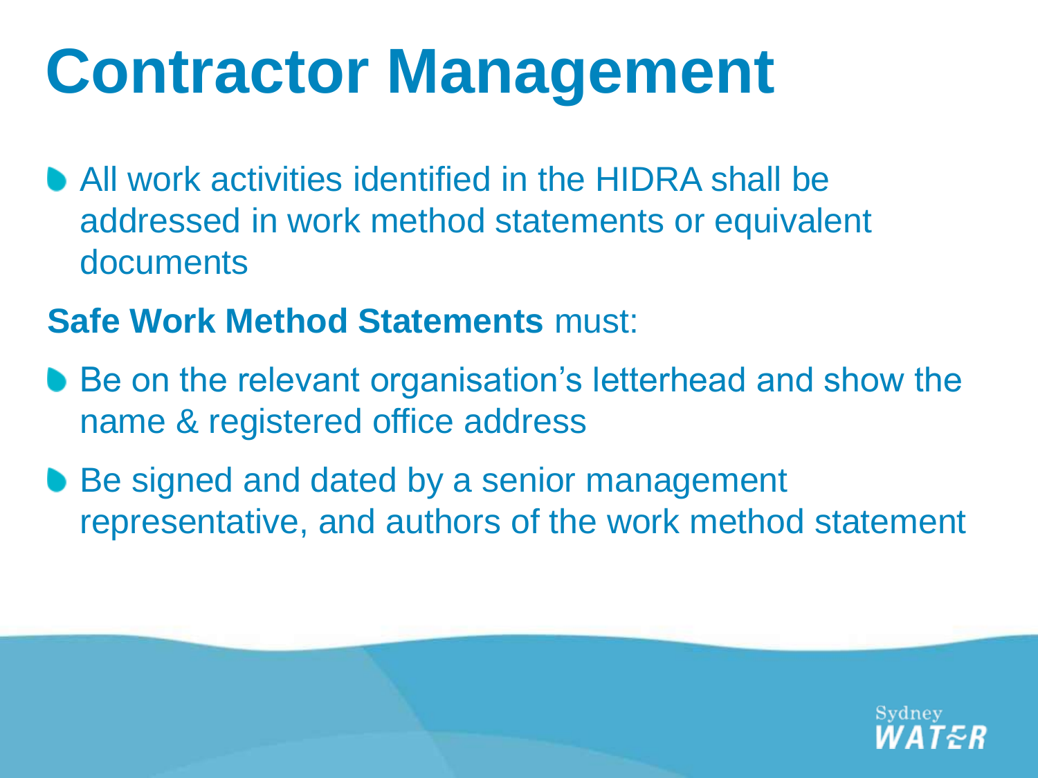# Contractor Management

- All work activities identified in the HIDRA shall be addressed in work method statements or equivalent documents

**Safe Work Method Statements** must:

- Be on the relevant organisation's letterhead and show the name & registered office address
- Be signed and dated by a senior management representative, and authors of the work method statement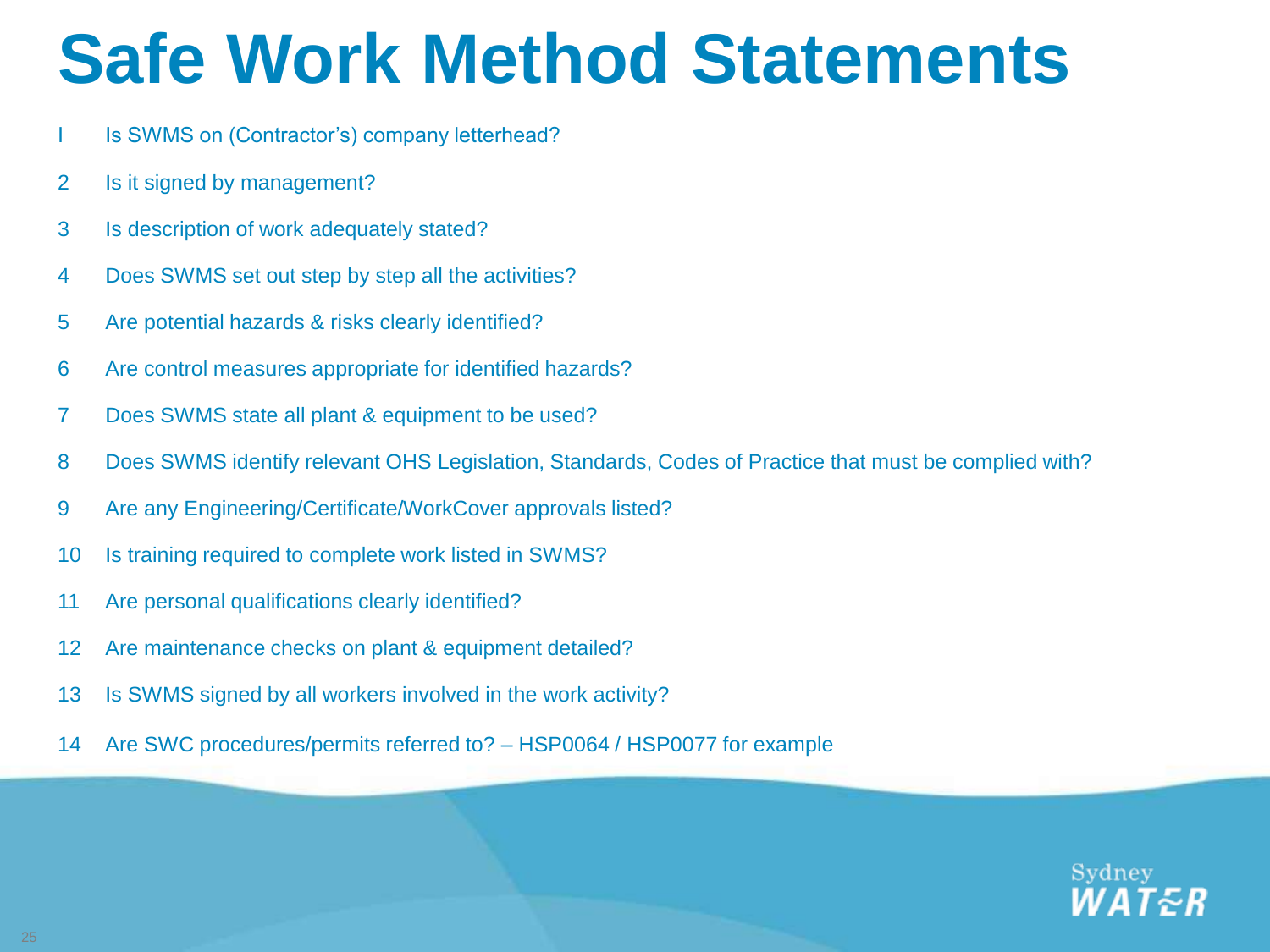# Safe Work Method Statements

I Is SWMS on (Contractor's) company letterhead?

2 Is it signed by management?

3 Is description of work adequately stated?

4 Does SWMS set out step by step all the activities?

5 Are potential hazards & risks clearly identified?

6 Are control measures appropriate for identified hazards?

7 Does SWMS state all plant & equipment to be used?

8 Does SWMS identify relevant OHS Legislation, Standards, Codes of Practice that must be complied with?

9 Are any Engineering/Certificate/WorkCover approvals listed?

10 Is training required to complete work listed in SWMS?

11 Are personal qualifications clearly identified?

12 Are maintenance checks on plant & equipment detailed?

13 Is SWMS signed by all workers involved in the work activity?

14 Are SWC procedures/permits referred to? – HSP0064 / HSP0077 for example

Sydney WATER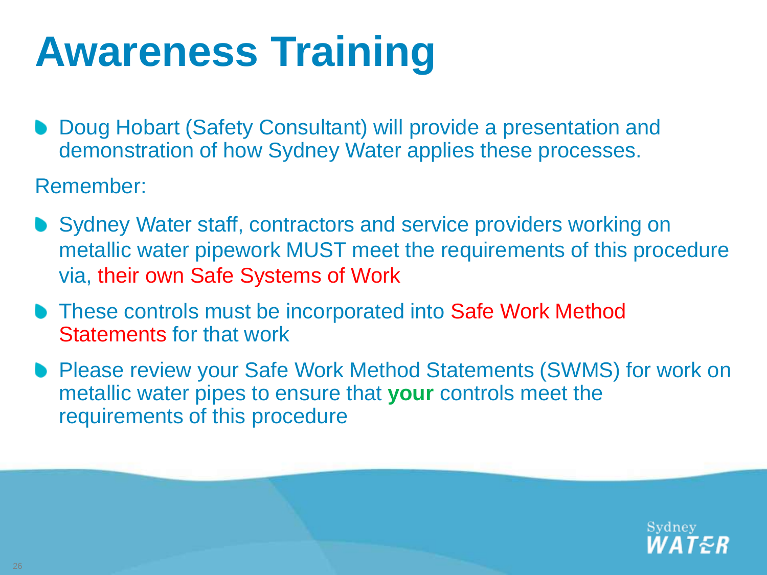# Awareness Training

- Doug Hobart (Safety Consultant) will provide a presentation and demonstration of how Sydney Water applies these processes.

Remember:

- Sydney Water staff, contractors and service providers working on metallic water pipework MUST meet the requirements of this procedure via, their own Safe Systems of Work
- These controls must be incorporated into Safe Work Method Statements for that work
- Please review your Safe Work Method Statements (SWMS) for work on metallic water pipes to ensure that **your** controls meet the requirements of this procedure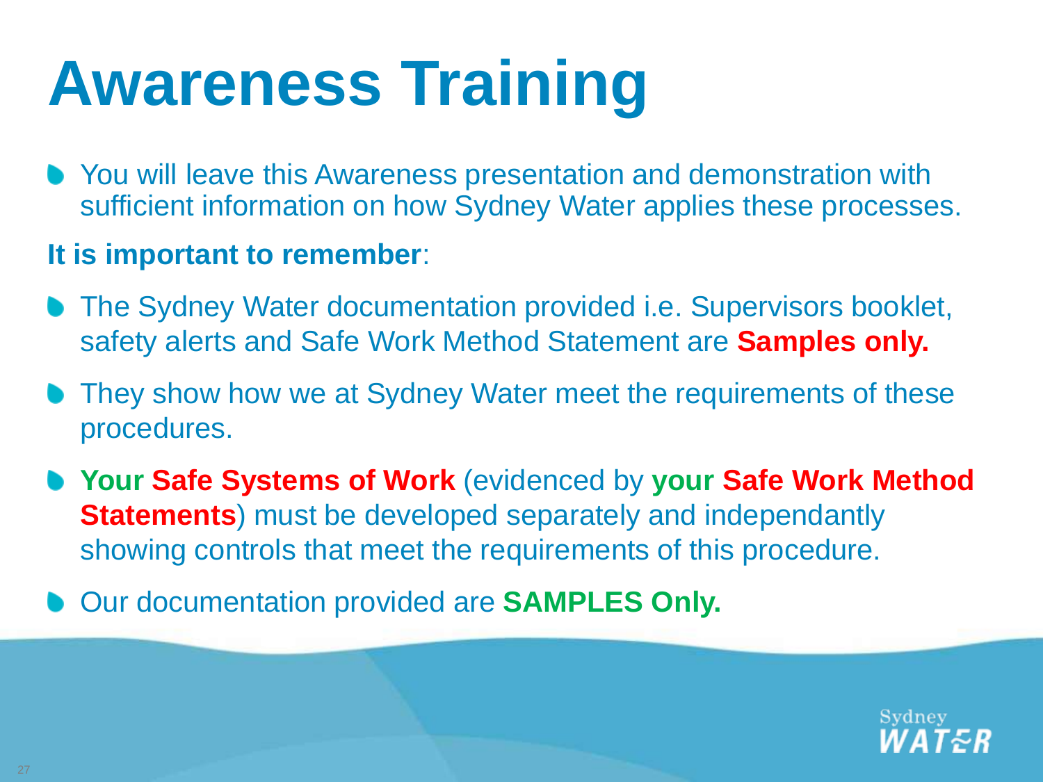# Awareness Training

- You will leave this Awareness presentation and demonstration with sufficient information on how Sydney Water applies these processes.

**It is important to remember**:

- The Sydney Water documentation provided i.e. Supervisors booklet, safety alerts and Safe Work Method Statement are **Samples only.**
- They show how we at Sydney Water meet the requirements of these procedures.
- **Your Safe Systems of Work** (evidenced by **your Safe Work Method Statements**) must be developed separately and independantly showing controls that meet the requirements of this procedure.
- Our documentation provided are **SAMPLES Only.**